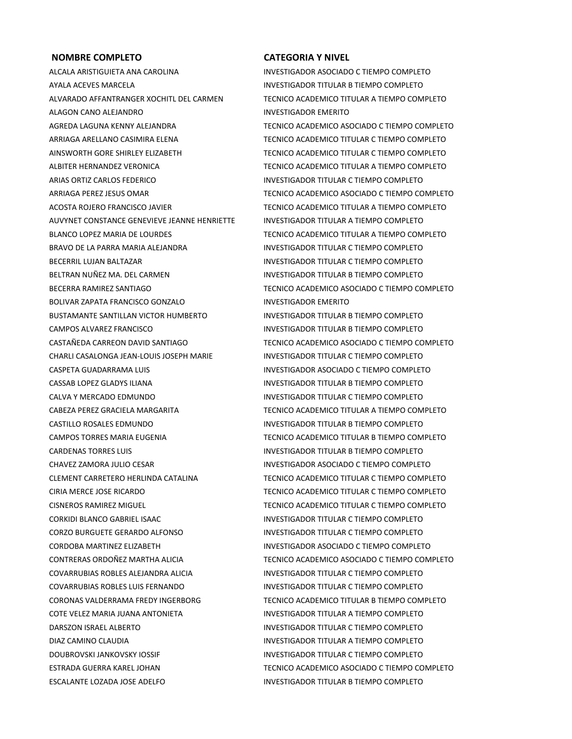| NOMBRE COMPLETO | CATEGORIA Y NIVEL |
| --- | --- |
| ALCALA ARISTIGUIETA ANA CAROLINA | INVESTIGADOR ASOCIADO C TIEMPO COMPLETO |
| AYALA ACEVES MARCELA | INVESTIGADOR TITULAR B TIEMPO COMPLETO |
| ALVARADO AFFANTRANGER XOCHITL DEL CARMEN | TECNICO ACADEMICO TITULAR A TIEMPO COMPLETO |
| ALAGON CANO ALEJANDRO | INVESTIGADOR EMERITO |
| AGREDA LAGUNA KENNY ALEJANDRA | TECNICO ACADEMICO ASOCIADO C TIEMPO COMPLETO |
| ARRIAGA ARELLANO CASIMIRA ELENA | TECNICO ACADEMICO TITULAR C TIEMPO COMPLETO |
| AINSWORTH GORE SHIRLEY ELIZABETH | TECNICO ACADEMICO TITULAR C TIEMPO COMPLETO |
| ALBITER HERNANDEZ VERONICA | TECNICO ACADEMICO TITULAR A TIEMPO COMPLETO |
| ARIAS ORTIZ CARLOS FEDERICO | INVESTIGADOR TITULAR C TIEMPO COMPLETO |
| ARRIAGA PEREZ JESUS OMAR | TECNICO ACADEMICO ASOCIADO C TIEMPO COMPLETO |
| ACOSTA ROJERO FRANCISCO JAVIER | TECNICO ACADEMICO TITULAR A TIEMPO COMPLETO |
| AUVYNET CONSTANCE GENEVIEVE JEANNE HENRIETTE | INVESTIGADOR TITULAR A TIEMPO COMPLETO |
| BLANCO LOPEZ MARIA DE LOURDES | TECNICO ACADEMICO TITULAR A TIEMPO COMPLETO |
| BRAVO DE LA PARRA MARIA ALEJANDRA | INVESTIGADOR TITULAR C TIEMPO COMPLETO |
| BECERRIL LUJAN BALTAZAR | INVESTIGADOR TITULAR C TIEMPO COMPLETO |
| BELTRAN NUÑEZ MA. DEL CARMEN | INVESTIGADOR TITULAR B TIEMPO COMPLETO |
| BECERRA RAMIREZ SANTIAGO | TECNICO ACADEMICO ASOCIADO C TIEMPO COMPLETO |
| BOLIVAR ZAPATA FRANCISCO GONZALO | INVESTIGADOR EMERITO |
| BUSTAMANTE SANTILLAN VICTOR HUMBERTO | INVESTIGADOR TITULAR B TIEMPO COMPLETO |
| CAMPOS ALVAREZ FRANCISCO | INVESTIGADOR TITULAR B TIEMPO COMPLETO |
| CASTAÑEDA CARREON DAVID SANTIAGO | TECNICO ACADEMICO ASOCIADO C TIEMPO COMPLETO |
| CHARLI CASALONGA JEAN-LOUIS JOSEPH MARIE | INVESTIGADOR TITULAR C TIEMPO COMPLETO |
| CASPETA GUADARRAMA LUIS | INVESTIGADOR ASOCIADO C TIEMPO COMPLETO |
| CASSAB LOPEZ GLADYS ILIANA | INVESTIGADOR TITULAR B TIEMPO COMPLETO |
| CALVA Y MERCADO EDMUNDO | INVESTIGADOR TITULAR C TIEMPO COMPLETO |
| CABEZA PEREZ GRACIELA MARGARITA | TECNICO ACADEMICO TITULAR A TIEMPO COMPLETO |
| CASTILLO ROSALES EDMUNDO | INVESTIGADOR TITULAR B TIEMPO COMPLETO |
| CAMPOS TORRES MARIA EUGENIA | TECNICO ACADEMICO TITULAR B TIEMPO COMPLETO |
| CARDENAS TORRES LUIS | INVESTIGADOR TITULAR B TIEMPO COMPLETO |
| CHAVEZ ZAMORA JULIO CESAR | INVESTIGADOR ASOCIADO C TIEMPO COMPLETO |
| CLEMENT CARRETERO HERLINDA CATALINA | TECNICO ACADEMICO TITULAR C TIEMPO COMPLETO |
| CIRIA MERCE JOSE RICARDO | TECNICO ACADEMICO TITULAR C TIEMPO COMPLETO |
| CISNEROS RAMIREZ MIGUEL | TECNICO ACADEMICO TITULAR C TIEMPO COMPLETO |
| CORKIDI BLANCO GABRIEL ISAAC | INVESTIGADOR TITULAR C TIEMPO COMPLETO |
| CORZO BURGUETE GERARDO ALFONSO | INVESTIGADOR TITULAR C TIEMPO COMPLETO |
| CORDOBA MARTINEZ ELIZABETH | INVESTIGADOR ASOCIADO C TIEMPO COMPLETO |
| CONTRERAS ORDOÑEZ MARTHA ALICIA | TECNICO ACADEMICO ASOCIADO C TIEMPO COMPLETO |
| COVARRUBIAS ROBLES ALEJANDRA ALICIA | INVESTIGADOR TITULAR C TIEMPO COMPLETO |
| COVARRUBIAS ROBLES LUIS FERNANDO | INVESTIGADOR TITULAR C TIEMPO COMPLETO |
| CORONAS VALDERRAMA FREDY INGERBORG | TECNICO ACADEMICO TITULAR B TIEMPO COMPLETO |
| COTE VELEZ MARIA JUANA ANTONIETA | INVESTIGADOR TITULAR A TIEMPO COMPLETO |
| DARSZON ISRAEL ALBERTO | INVESTIGADOR TITULAR C TIEMPO COMPLETO |
| DIAZ CAMINO CLAUDIA | INVESTIGADOR TITULAR A TIEMPO COMPLETO |
| DOUBROVSKI JANKOVSKY IOSSIF | INVESTIGADOR TITULAR C TIEMPO COMPLETO |
| ESTRADA GUERRA KAREL JOHAN | TECNICO ACADEMICO ASOCIADO C TIEMPO COMPLETO |
| ESCALANTE LOZADA JOSE ADELFO | INVESTIGADOR TITULAR B TIEMPO COMPLETO |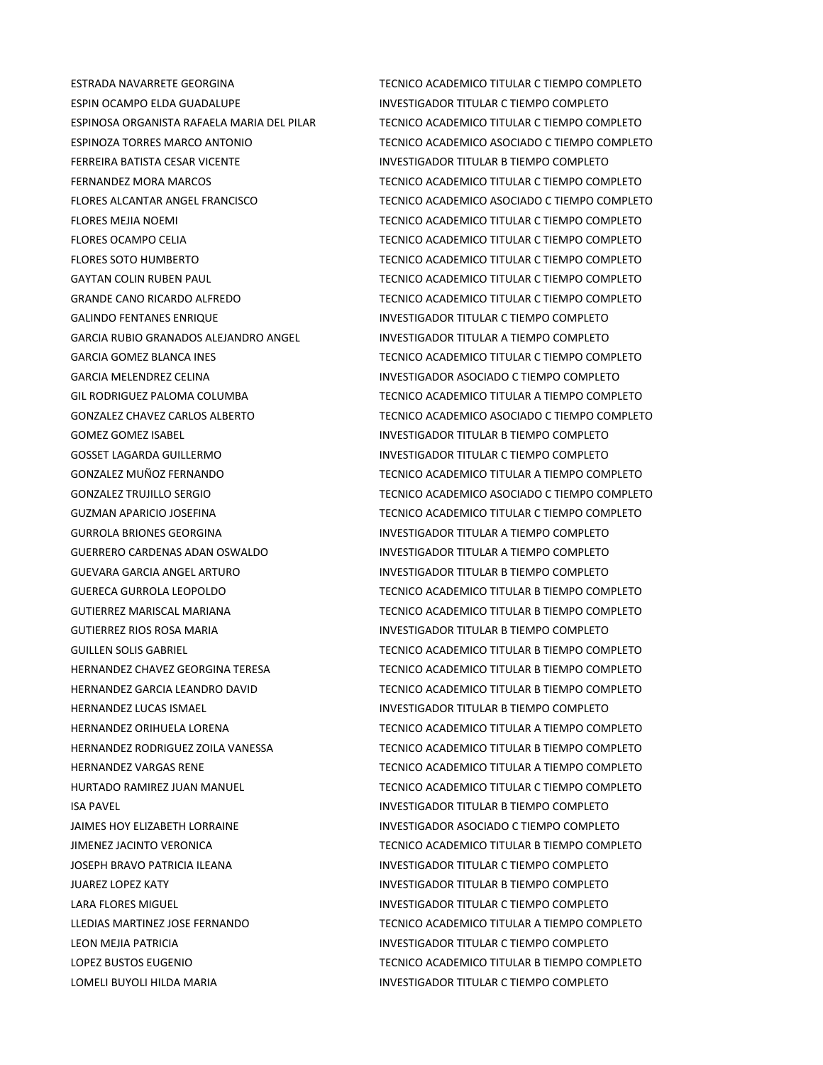| | |
|---|---|
| ESTRADA NAVARRETE GEORGINA | TECNICO ACADEMICO TITULAR C TIEMPO COMPLETO |
| ESPIN OCAMPO ELDA GUADALUPE | INVESTIGADOR TITULAR C TIEMPO COMPLETO |
| ESPINOSA ORGANISTA RAFAELA MARIA DEL PILAR | TECNICO ACADEMICO TITULAR C TIEMPO COMPLETO |
| ESPINOZA TORRES MARCO ANTONIO | TECNICO ACADEMICO ASOCIADO C TIEMPO COMPLETO |
| FERREIRA BATISTA CESAR VICENTE | INVESTIGADOR TITULAR B TIEMPO COMPLETO |
| FERNANDEZ MORA MARCOS | TECNICO ACADEMICO TITULAR C TIEMPO COMPLETO |
| FLORES ALCANTAR ANGEL FRANCISCO | TECNICO ACADEMICO ASOCIADO C TIEMPO COMPLETO |
| FLORES MEJIA NOEMI | TECNICO ACADEMICO TITULAR C TIEMPO COMPLETO |
| FLORES OCAMPO CELIA | TECNICO ACADEMICO TITULAR C TIEMPO COMPLETO |
| FLORES SOTO HUMBERTO | TECNICO ACADEMICO TITULAR C TIEMPO COMPLETO |
| GAYTAN COLIN RUBEN PAUL | TECNICO ACADEMICO TITULAR C TIEMPO COMPLETO |
| GRANDE CANO RICARDO ALFREDO | TECNICO ACADEMICO TITULAR C TIEMPO COMPLETO |
| GALINDO FENTANES ENRIQUE | INVESTIGADOR TITULAR C TIEMPO COMPLETO |
| GARCIA RUBIO GRANADOS ALEJANDRO ANGEL | INVESTIGADOR TITULAR A TIEMPO COMPLETO |
| GARCIA GOMEZ BLANCA INES | TECNICO ACADEMICO TITULAR C TIEMPO COMPLETO |
| GARCIA MELENDREZ CELINA | INVESTIGADOR ASOCIADO C TIEMPO COMPLETO |
| GIL RODRIGUEZ PALOMA COLUMBA | TECNICO ACADEMICO TITULAR A TIEMPO COMPLETO |
| GONZALEZ CHAVEZ CARLOS ALBERTO | TECNICO ACADEMICO ASOCIADO C TIEMPO COMPLETO |
| GOMEZ GOMEZ ISABEL | INVESTIGADOR TITULAR B TIEMPO COMPLETO |
| GOSSET LAGARDA GUILLERMO | INVESTIGADOR TITULAR C TIEMPO COMPLETO |
| GONZALEZ MUÑOZ FERNANDO | TECNICO ACADEMICO TITULAR A TIEMPO COMPLETO |
| GONZALEZ TRUJILLO SERGIO | TECNICO ACADEMICO ASOCIADO C TIEMPO COMPLETO |
| GUZMAN APARICIO JOSEFINA | TECNICO ACADEMICO TITULAR C TIEMPO COMPLETO |
| GURROLA BRIONES GEORGINA | INVESTIGADOR TITULAR A TIEMPO COMPLETO |
| GUERRERO CARDENAS ADAN OSWALDO | INVESTIGADOR TITULAR A TIEMPO COMPLETO |
| GUEVARA GARCIA ANGEL ARTURO | INVESTIGADOR TITULAR B TIEMPO COMPLETO |
| GUERECA GURROLA LEOPOLDO | TECNICO ACADEMICO TITULAR B TIEMPO COMPLETO |
| GUTIERREZ MARISCAL MARIANA | TECNICO ACADEMICO TITULAR B TIEMPO COMPLETO |
| GUTIERREZ RIOS ROSA MARIA | INVESTIGADOR TITULAR B TIEMPO COMPLETO |
| GUILLEN SOLIS GABRIEL | TECNICO ACADEMICO TITULAR B TIEMPO COMPLETO |
| HERNANDEZ CHAVEZ GEORGINA TERESA | TECNICO ACADEMICO TITULAR B TIEMPO COMPLETO |
| HERNANDEZ GARCIA LEANDRO DAVID | TECNICO ACADEMICO TITULAR B TIEMPO COMPLETO |
| HERNANDEZ LUCAS ISMAEL | INVESTIGADOR TITULAR B TIEMPO COMPLETO |
| HERNANDEZ ORIHUELA LORENA | TECNICO ACADEMICO TITULAR A TIEMPO COMPLETO |
| HERNANDEZ RODRIGUEZ ZOILA VANESSA | TECNICO ACADEMICO TITULAR B TIEMPO COMPLETO |
| HERNANDEZ VARGAS RENE | TECNICO ACADEMICO TITULAR A TIEMPO COMPLETO |
| HURTADO RAMIREZ JUAN MANUEL | TECNICO ACADEMICO TITULAR C TIEMPO COMPLETO |
| ISA PAVEL | INVESTIGADOR TITULAR B TIEMPO COMPLETO |
| JAIMES HOY ELIZABETH LORRAINE | INVESTIGADOR ASOCIADO C TIEMPO COMPLETO |
| JIMENEZ JACINTO VERONICA | TECNICO ACADEMICO TITULAR B TIEMPO COMPLETO |
| JOSEPH BRAVO PATRICIA ILEANA | INVESTIGADOR TITULAR C TIEMPO COMPLETO |
| JUAREZ LOPEZ KATY | INVESTIGADOR TITULAR B TIEMPO COMPLETO |
| LARA FLORES MIGUEL | INVESTIGADOR TITULAR C TIEMPO COMPLETO |
| LLEDIAS MARTINEZ JOSE FERNANDO | TECNICO ACADEMICO TITULAR A TIEMPO COMPLETO |
| LEON MEJIA PATRICIA | INVESTIGADOR TITULAR C TIEMPO COMPLETO |
| LOPEZ BUSTOS EUGENIO | TECNICO ACADEMICO TITULAR B TIEMPO COMPLETO |
| LOMELI BUYOLI HILDA MARIA | INVESTIGADOR TITULAR C TIEMPO COMPLETO |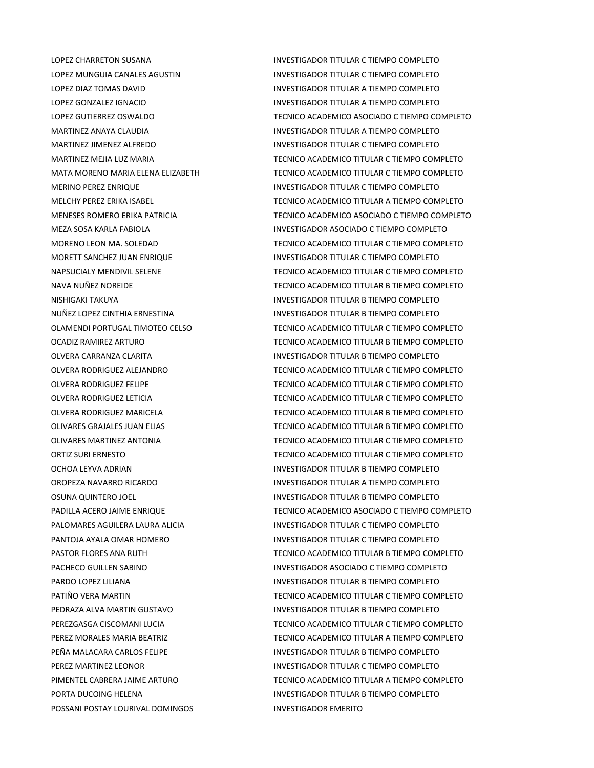| | |
|---|---|
| LOPEZ CHARRETON SUSANA | INVESTIGADOR TITULAR C TIEMPO COMPLETO |
| LOPEZ MUNGUIA CANALES AGUSTIN | INVESTIGADOR TITULAR C TIEMPO COMPLETO |
| LOPEZ DIAZ TOMAS DAVID | INVESTIGADOR TITULAR A TIEMPO COMPLETO |
| LOPEZ GONZALEZ IGNACIO | INVESTIGADOR TITULAR A TIEMPO COMPLETO |
| LOPEZ GUTIERREZ OSWALDO | TECNICO ACADEMICO ASOCIADO C TIEMPO COMPLETO |
| MARTINEZ ANAYA CLAUDIA | INVESTIGADOR TITULAR A TIEMPO COMPLETO |
| MARTINEZ JIMENEZ ALFREDO | INVESTIGADOR TITULAR C TIEMPO COMPLETO |
| MARTINEZ MEJIA LUZ MARIA | TECNICO ACADEMICO TITULAR C TIEMPO COMPLETO |
| MATA MORENO MARIA ELENA ELIZABETH | TECNICO ACADEMICO TITULAR C TIEMPO COMPLETO |
| MERINO PEREZ ENRIQUE | INVESTIGADOR TITULAR C TIEMPO COMPLETO |
| MELCHY PEREZ ERIKA ISABEL | TECNICO ACADEMICO TITULAR A TIEMPO COMPLETO |
| MENESES ROMERO ERIKA PATRICIA | TECNICO ACADEMICO ASOCIADO C TIEMPO COMPLETO |
| MEZA SOSA KARLA FABIOLA | INVESTIGADOR ASOCIADO C TIEMPO COMPLETO |
| MORENO LEON MA. SOLEDAD | TECNICO ACADEMICO TITULAR C TIEMPO COMPLETO |
| MORETT SANCHEZ JUAN ENRIQUE | INVESTIGADOR TITULAR C TIEMPO COMPLETO |
| NAPSUCIALY MENDIVIL SELENE | TECNICO ACADEMICO TITULAR C TIEMPO COMPLETO |
| NAVA NUÑEZ NOREIDE | TECNICO ACADEMICO TITULAR B TIEMPO COMPLETO |
| NISHIGAKI TAKUYA | INVESTIGADOR TITULAR B TIEMPO COMPLETO |
| NUÑEZ LOPEZ CINTHIA ERNESTINA | INVESTIGADOR TITULAR B TIEMPO COMPLETO |
| OLAMENDI PORTUGAL TIMOTEO CELSO | TECNICO ACADEMICO TITULAR C TIEMPO COMPLETO |
| OCADIZ RAMIREZ ARTURO | TECNICO ACADEMICO TITULAR B TIEMPO COMPLETO |
| OLVERA CARRANZA CLARITA | INVESTIGADOR TITULAR B TIEMPO COMPLETO |
| OLVERA RODRIGUEZ ALEJANDRO | TECNICO ACADEMICO TITULAR C TIEMPO COMPLETO |
| OLVERA RODRIGUEZ FELIPE | TECNICO ACADEMICO TITULAR C TIEMPO COMPLETO |
| OLVERA RODRIGUEZ LETICIA | TECNICO ACADEMICO TITULAR C TIEMPO COMPLETO |
| OLVERA RODRIGUEZ MARICELA | TECNICO ACADEMICO TITULAR B TIEMPO COMPLETO |
| OLIVARES GRAJALES JUAN ELIAS | TECNICO ACADEMICO TITULAR B TIEMPO COMPLETO |
| OLIVARES MARTINEZ ANTONIA | TECNICO ACADEMICO TITULAR C TIEMPO COMPLETO |
| ORTIZ SURI ERNESTO | TECNICO ACADEMICO TITULAR C TIEMPO COMPLETO |
| OCHOA LEYVA ADRIAN | INVESTIGADOR TITULAR B TIEMPO COMPLETO |
| OROPEZA NAVARRO RICARDO | INVESTIGADOR TITULAR A TIEMPO COMPLETO |
| OSUNA QUINTERO JOEL | INVESTIGADOR TITULAR B TIEMPO COMPLETO |
| PADILLA ACERO JAIME ENRIQUE | TECNICO ACADEMICO ASOCIADO C TIEMPO COMPLETO |
| PALOMARES AGUILERA LAURA ALICIA | INVESTIGADOR TITULAR C TIEMPO COMPLETO |
| PANTOJA AYALA OMAR HOMERO | INVESTIGADOR TITULAR C TIEMPO COMPLETO |
| PASTOR FLORES ANA RUTH | TECNICO ACADEMICO TITULAR B TIEMPO COMPLETO |
| PACHECO GUILLEN SABINO | INVESTIGADOR ASOCIADO C TIEMPO COMPLETO |
| PARDO LOPEZ LILIANA | INVESTIGADOR TITULAR B TIEMPO COMPLETO |
| PATIÑO VERA MARTIN | TECNICO ACADEMICO TITULAR C TIEMPO COMPLETO |
| PEDRAZA ALVA MARTIN GUSTAVO | INVESTIGADOR TITULAR B TIEMPO COMPLETO |
| PEREZGASGA CISCOMANI LUCIA | TECNICO ACADEMICO TITULAR C TIEMPO COMPLETO |
| PEREZ MORALES MARIA BEATRIZ | TECNICO ACADEMICO TITULAR A TIEMPO COMPLETO |
| PEÑA MALACARA CARLOS FELIPE | INVESTIGADOR TITULAR B TIEMPO COMPLETO |
| PEREZ MARTINEZ LEONOR | INVESTIGADOR TITULAR C TIEMPO COMPLETO |
| PIMENTEL CABRERA JAIME ARTURO | TECNICO ACADEMICO TITULAR A TIEMPO COMPLETO |
| PORTA DUCOING HELENA | INVESTIGADOR TITULAR B TIEMPO COMPLETO |
| POSSANI POSTAY LOURIVAL DOMINGOS | INVESTIGADOR EMERITO |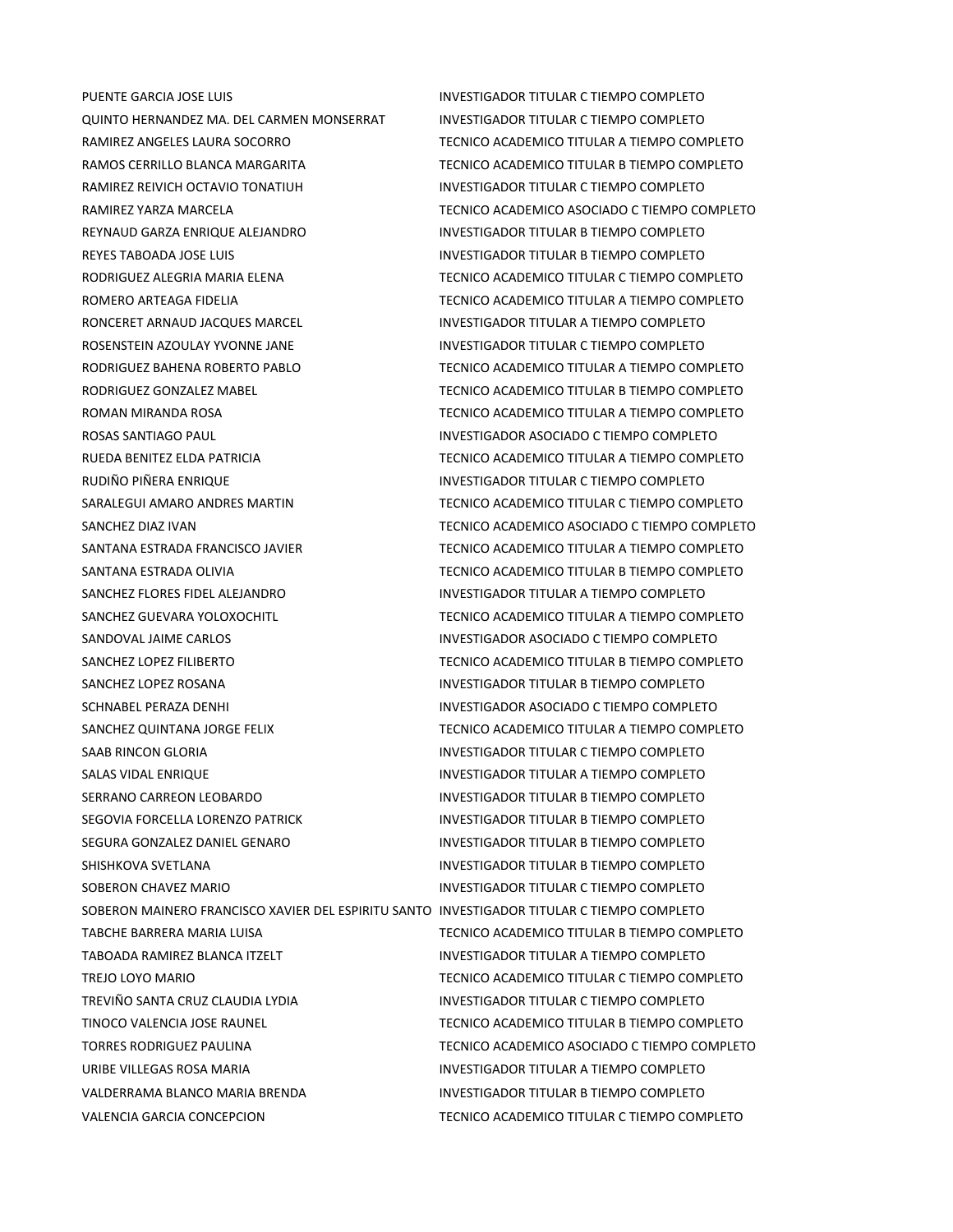| | |
|---|---|
| PUENTE GARCIA JOSE LUIS | INVESTIGADOR TITULAR C TIEMPO COMPLETO |
| QUINTO HERNANDEZ MA. DEL CARMEN MONSERRAT | INVESTIGADOR TITULAR C TIEMPO COMPLETO |
| RAMIREZ ANGELES LAURA SOCORRO | TECNICO ACADEMICO TITULAR A TIEMPO COMPLETO |
| RAMOS CERRILLO BLANCA MARGARITA | TECNICO ACADEMICO TITULAR B TIEMPO COMPLETO |
| RAMIREZ REIVICH OCTAVIO TONATIUH | INVESTIGADOR TITULAR C TIEMPO COMPLETO |
| RAMIREZ YARZA MARCELA | TECNICO ACADEMICO ASOCIADO C TIEMPO COMPLETO |
| REYNAUD GARZA ENRIQUE ALEJANDRO | INVESTIGADOR TITULAR B TIEMPO COMPLETO |
| REYES TABOADA JOSE LUIS | INVESTIGADOR TITULAR B TIEMPO COMPLETO |
| RODRIGUEZ ALEGRIA MARIA ELENA | TECNICO ACADEMICO TITULAR C TIEMPO COMPLETO |
| ROMERO ARTEAGA FIDELIA | TECNICO ACADEMICO TITULAR A TIEMPO COMPLETO |
| RONCERET ARNAUD JACQUES MARCEL | INVESTIGADOR TITULAR A TIEMPO COMPLETO |
| ROSENSTEIN AZOULAY YVONNE JANE | INVESTIGADOR TITULAR C TIEMPO COMPLETO |
| RODRIGUEZ BAHENA ROBERTO PABLO | TECNICO ACADEMICO TITULAR A TIEMPO COMPLETO |
| RODRIGUEZ GONZALEZ MABEL | TECNICO ACADEMICO TITULAR B TIEMPO COMPLETO |
| ROMAN MIRANDA ROSA | TECNICO ACADEMICO TITULAR A TIEMPO COMPLETO |
| ROSAS SANTIAGO PAUL | INVESTIGADOR ASOCIADO C TIEMPO COMPLETO |
| RUEDA BENITEZ ELDA PATRICIA | TECNICO ACADEMICO TITULAR A TIEMPO COMPLETO |
| RUDIÑO PIÑERA ENRIQUE | INVESTIGADOR TITULAR C TIEMPO COMPLETO |
| SARALEGUI AMARO ANDRES MARTIN | TECNICO ACADEMICO TITULAR C TIEMPO COMPLETO |
| SANCHEZ DIAZ IVAN | TECNICO ACADEMICO ASOCIADO C TIEMPO COMPLETO |
| SANTANA ESTRADA FRANCISCO JAVIER | TECNICO ACADEMICO TITULAR A TIEMPO COMPLETO |
| SANTANA ESTRADA OLIVIA | TECNICO ACADEMICO TITULAR B TIEMPO COMPLETO |
| SANCHEZ FLORES FIDEL ALEJANDRO | INVESTIGADOR TITULAR A TIEMPO COMPLETO |
| SANCHEZ GUEVARA YOLOXOCHITL | TECNICO ACADEMICO TITULAR A TIEMPO COMPLETO |
| SANDOVAL JAIME CARLOS | INVESTIGADOR ASOCIADO C TIEMPO COMPLETO |
| SANCHEZ LOPEZ FILIBERTO | TECNICO ACADEMICO TITULAR B TIEMPO COMPLETO |
| SANCHEZ LOPEZ ROSANA | INVESTIGADOR TITULAR B TIEMPO COMPLETO |
| SCHNABEL PERAZA DENHI | INVESTIGADOR ASOCIADO C TIEMPO COMPLETO |
| SANCHEZ QUINTANA JORGE FELIX | TECNICO ACADEMICO TITULAR A TIEMPO COMPLETO |
| SAAB RINCON GLORIA | INVESTIGADOR TITULAR C TIEMPO COMPLETO |
| SALAS VIDAL ENRIQUE | INVESTIGADOR TITULAR A TIEMPO COMPLETO |
| SERRANO CARREON LEOBARDO | INVESTIGADOR TITULAR B TIEMPO COMPLETO |
| SEGOVIA FORCELLA LORENZO PATRICK | INVESTIGADOR TITULAR B TIEMPO COMPLETO |
| SEGURA GONZALEZ DANIEL GENARO | INVESTIGADOR TITULAR B TIEMPO COMPLETO |
| SHISHKOVA SVETLANA | INVESTIGADOR TITULAR B TIEMPO COMPLETO |
| SOBERON CHAVEZ MARIO | INVESTIGADOR TITULAR C TIEMPO COMPLETO |
| SOBERON MAINERO FRANCISCO XAVIER DEL ESPIRITU SANTO | INVESTIGADOR TITULAR C TIEMPO COMPLETO |
| TABCHE BARRERA MARIA LUISA | TECNICO ACADEMICO TITULAR B TIEMPO COMPLETO |
| TABOADA RAMIREZ BLANCA ITZELT | INVESTIGADOR TITULAR A TIEMPO COMPLETO |
| TREJO LOYO MARIO | TECNICO ACADEMICO TITULAR C TIEMPO COMPLETO |
| TREVIÑO SANTA CRUZ CLAUDIA LYDIA | INVESTIGADOR TITULAR C TIEMPO COMPLETO |
| TINOCO VALENCIA JOSE RAUNEL | TECNICO ACADEMICO TITULAR B TIEMPO COMPLETO |
| TORRES RODRIGUEZ PAULINA | TECNICO ACADEMICO ASOCIADO C TIEMPO COMPLETO |
| URIBE VILLEGAS ROSA MARIA | INVESTIGADOR TITULAR A TIEMPO COMPLETO |
| VALDERRAMA BLANCO MARIA BRENDA | INVESTIGADOR TITULAR B TIEMPO COMPLETO |
| VALENCIA GARCIA CONCEPCION | TECNICO ACADEMICO TITULAR C TIEMPO COMPLETO |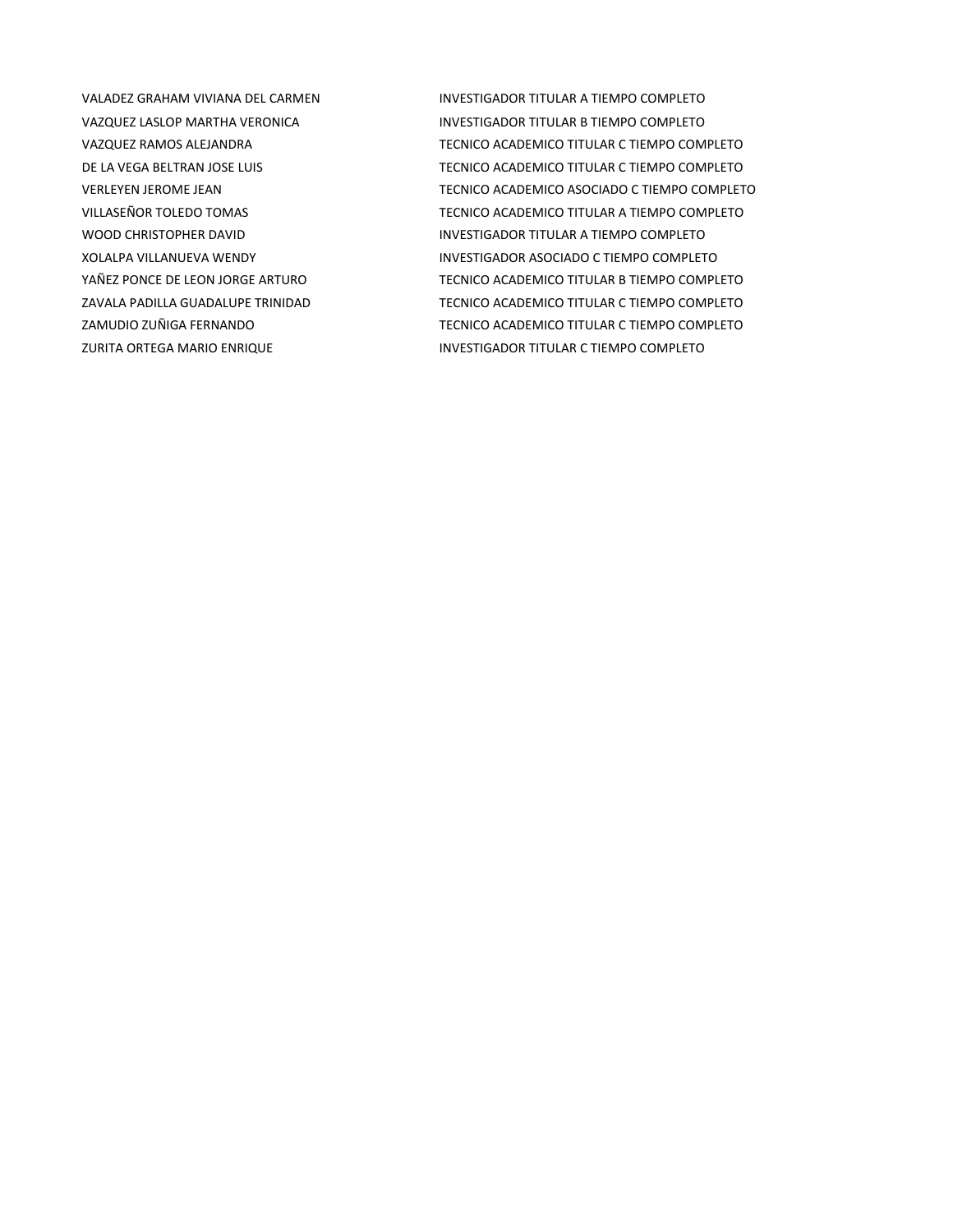| | |
|---|---|
| VALADEZ GRAHAM VIVIANA DEL CARMEN | INVESTIGADOR TITULAR A TIEMPO COMPLETO |
| VAZQUEZ LASLOP MARTHA VERONICA | INVESTIGADOR TITULAR B TIEMPO COMPLETO |
| VAZQUEZ RAMOS ALEJANDRA | TECNICO ACADEMICO TITULAR C TIEMPO COMPLETO |
| DE LA VEGA BELTRAN JOSE LUIS | TECNICO ACADEMICO TITULAR C TIEMPO COMPLETO |
| VERLEYEN JEROME JEAN | TECNICO ACADEMICO ASOCIADO C TIEMPO COMPLETO |
| VILLASEÑOR TOLEDO TOMAS | TECNICO ACADEMICO TITULAR A TIEMPO COMPLETO |
| WOOD CHRISTOPHER DAVID | INVESTIGADOR TITULAR A TIEMPO COMPLETO |
| XOLALPA VILLANUEVA WENDY | INVESTIGADOR ASOCIADO C TIEMPO COMPLETO |
| YAÑEZ PONCE DE LEON JORGE ARTURO | TECNICO ACADEMICO TITULAR B TIEMPO COMPLETO |
| ZAVALA PADILLA GUADALUPE TRINIDAD | TECNICO ACADEMICO TITULAR C TIEMPO COMPLETO |
| ZAMUDIO ZUÑIGA FERNANDO | TECNICO ACADEMICO TITULAR C TIEMPO COMPLETO |
| ZURITA ORTEGA MARIO ENRIQUE | INVESTIGADOR TITULAR C TIEMPO COMPLETO |